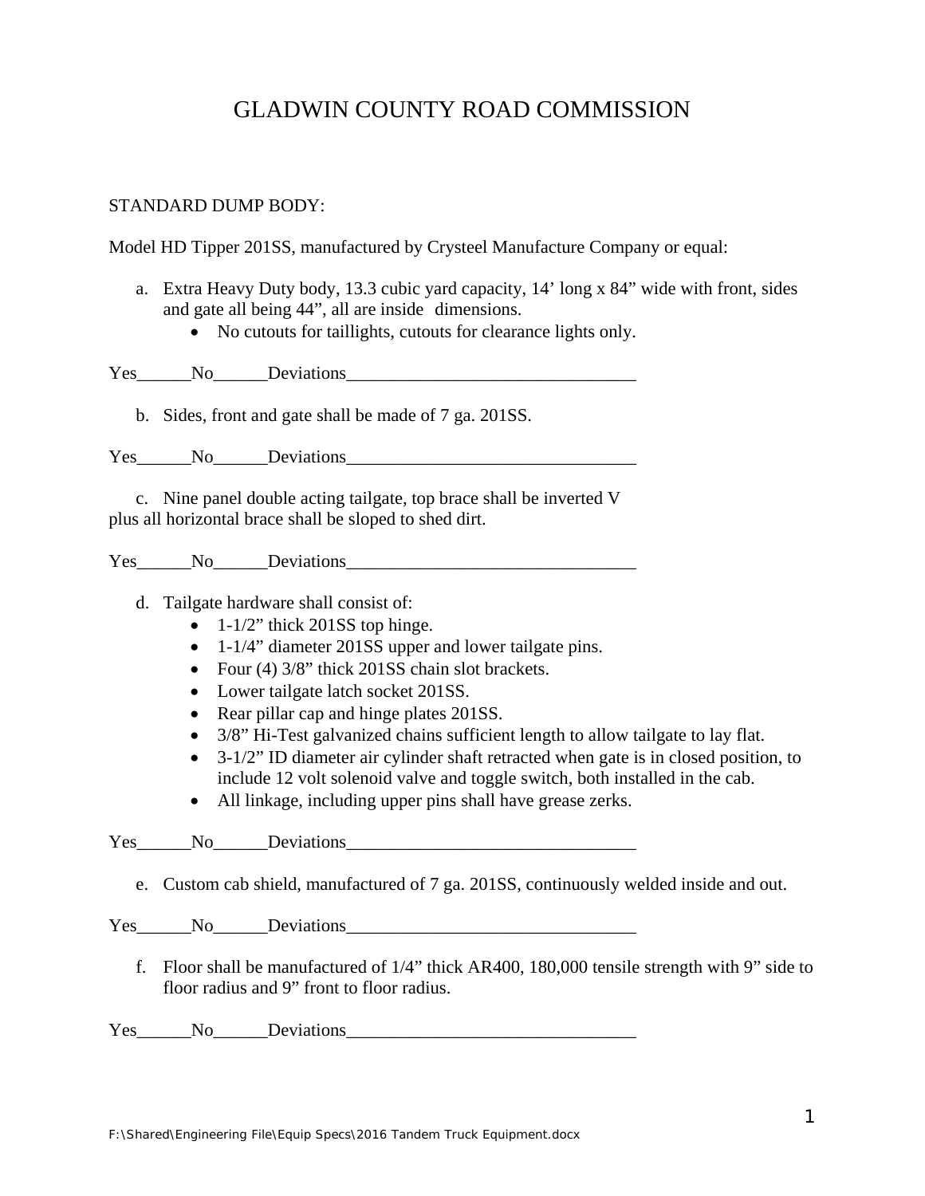# GLADWIN COUNTY ROAD COMMISSION

STANDARD DUMP BODY:

Model HD Tipper 201SS, manufactured by Crysteel Manufacture Company or equal:

a. Extra Heavy Duty body, 13.3 cubic yard capacity, 14' long x 84" wide with front, sides and gate all being 44", all are inside dimensions.
   - No cutouts for taillights, cutouts for clearance lights only.

Yes______No______Deviations________________________________

b. Sides, front and gate shall be made of 7 ga. 201SS.

Yes______No______Deviations________________________________

c. Nine panel double acting tailgate, top brace shall be inverted V plus all horizontal brace shall be sloped to shed dirt.

Yes______No______Deviations________________________________

d. Tailgate hardware shall consist of:
   - 1-1/2" thick 201SS top hinge.
   - 1-1/4" diameter 201SS upper and lower tailgate pins.
   - Four (4) 3/8" thick 201SS chain slot brackets.
   - Lower tailgate latch socket 201SS.
   - Rear pillar cap and hinge plates 201SS.
   - 3/8" Hi-Test galvanized chains sufficient length to allow tailgate to lay flat.
   - 3-1/2" ID diameter air cylinder shaft retracted when gate is in closed position, to include 12 volt solenoid valve and toggle switch, both installed in the cab.
   - All linkage, including upper pins shall have grease zerks.

Yes______No______Deviations________________________________

e. Custom cab shield, manufactured of 7 ga. 201SS, continuously welded inside and out.

Yes______No______Deviations________________________________

f. Floor shall be manufactured of 1/4" thick AR400, 180,000 tensile strength with 9" side to floor radius and 9" front to floor radius.

Yes______No______Deviations________________________________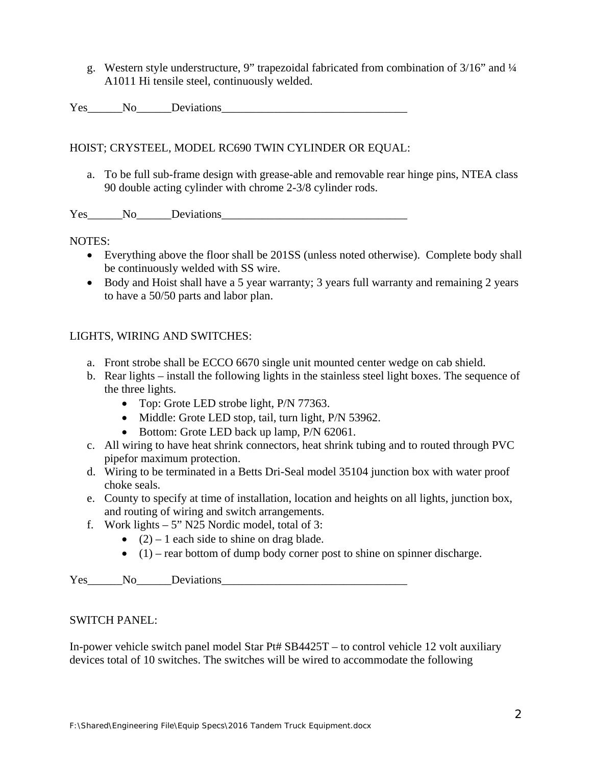g. Western style understructure, 9" trapezoidal fabricated from combination of 3/16" and ¼ A1011 Hi tensile steel, continuously welded.

Yes______No______Deviations________________________________

HOIST; CRYSTEEL, MODEL RC690 TWIN CYLINDER OR EQUAL:

a. To be full sub-frame design with grease-able and removable rear hinge pins, NTEA class 90 double acting cylinder with chrome 2-3/8 cylinder rods.

Yes______No______Deviations________________________________

NOTES:

- Everything above the floor shall be 201SS (unless noted otherwise). Complete body shall be continuously welded with SS wire.
- Body and Hoist shall have a 5 year warranty; 3 years full warranty and remaining 2 years to have a 50/50 parts and labor plan.

LIGHTS, WIRING AND SWITCHES:

a. Front strobe shall be ECCO 6670 single unit mounted center wedge on cab shield.
b. Rear lights – install the following lights in the stainless steel light boxes. The sequence of the three lights.
    - Top: Grote LED strobe light, P/N 77363.
    - Middle: Grote LED stop, tail, turn light, P/N 53962.
    - Bottom: Grote LED back up lamp, P/N 62061.
c. All wiring to have heat shrink connectors, heat shrink tubing and to routed through PVC pipefor maximum protection.
d. Wiring to be terminated in a Betts Dri-Seal model 35104 junction box with water proof choke seals.
e. County to specify at time of installation, location and heights on all lights, junction box, and routing of wiring and switch arrangements.
f. Work lights – 5" N25 Nordic model, total of 3:
    - (2) – 1 each side to shine on drag blade.
    - (1) – rear bottom of dump body corner post to shine on spinner discharge.

Yes______No______Deviations________________________________

SWITCH PANEL:

In-power vehicle switch panel model Star Pt# SB4425T – to control vehicle 12 volt auxiliary devices total of 10 switches. The switches will be wired to accommodate the following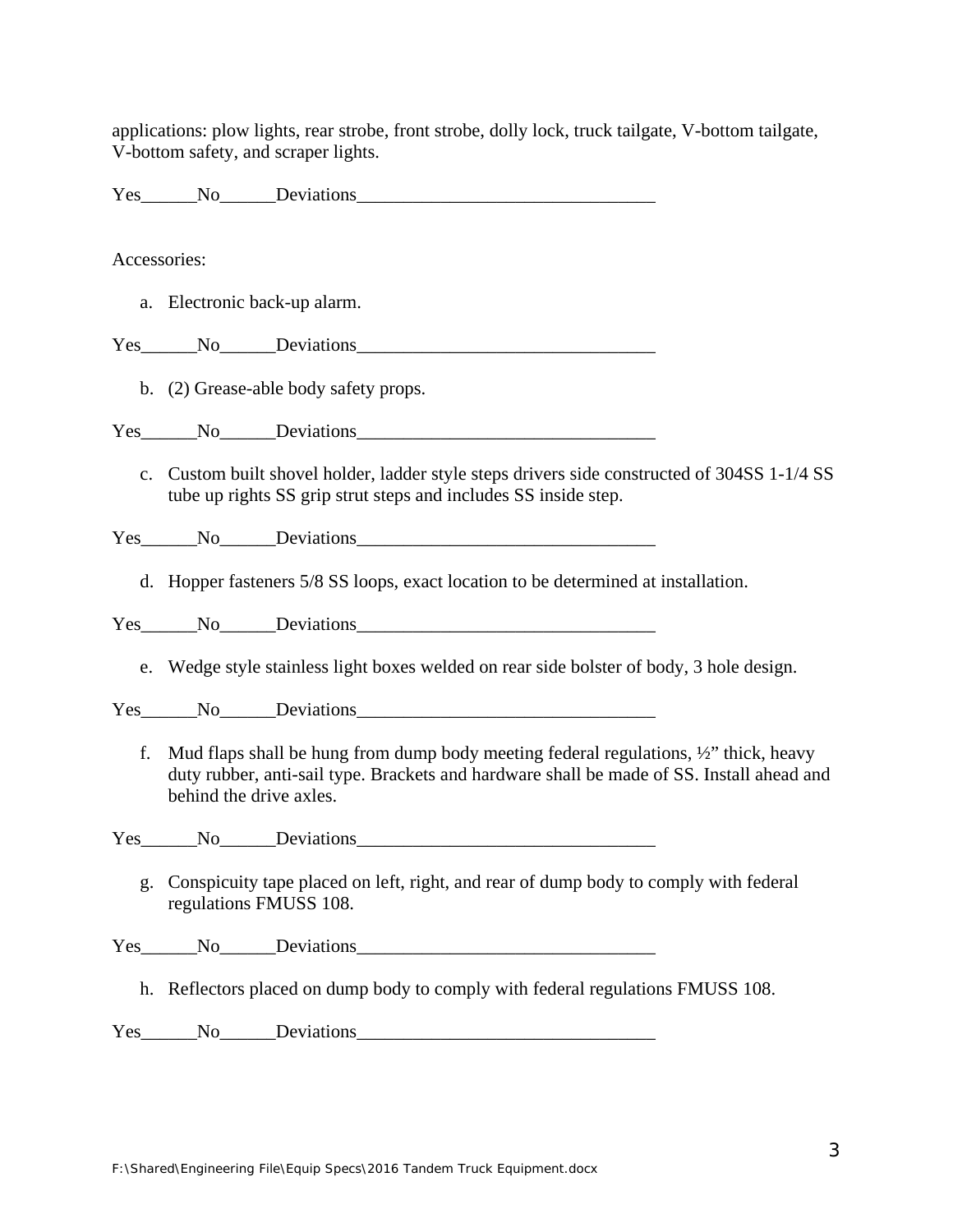applications: plow lights, rear strobe, front strobe, dolly lock, truck tailgate, V-bottom tailgate, V-bottom safety, and scraper lights.

Yes______No______Deviations________________________________

Accessories:

a. Electronic back-up alarm.

Yes______No______Deviations________________________________

b. (2) Grease-able body safety props.

Yes______No______Deviations________________________________

c. Custom built shovel holder, ladder style steps drivers side constructed of 304SS 1-1/4 SS tube up rights SS grip strut steps and includes SS inside step.

Yes______No______Deviations________________________________

d. Hopper fasteners 5/8 SS loops, exact location to be determined at installation.

Yes______No______Deviations________________________________

e. Wedge style stainless light boxes welded on rear side bolster of body, 3 hole design.

Yes______No______Deviations________________________________

f. Mud flaps shall be hung from dump body meeting federal regulations, ½" thick, heavy duty rubber, anti-sail type. Brackets and hardware shall be made of SS. Install ahead and behind the drive axles.

Yes______No______Deviations________________________________

g. Conspicuity tape placed on left, right, and rear of dump body to comply with federal regulations FMUSS 108.

Yes______No______Deviations________________________________

h. Reflectors placed on dump body to comply with federal regulations FMUSS 108.

Yes______No______Deviations________________________________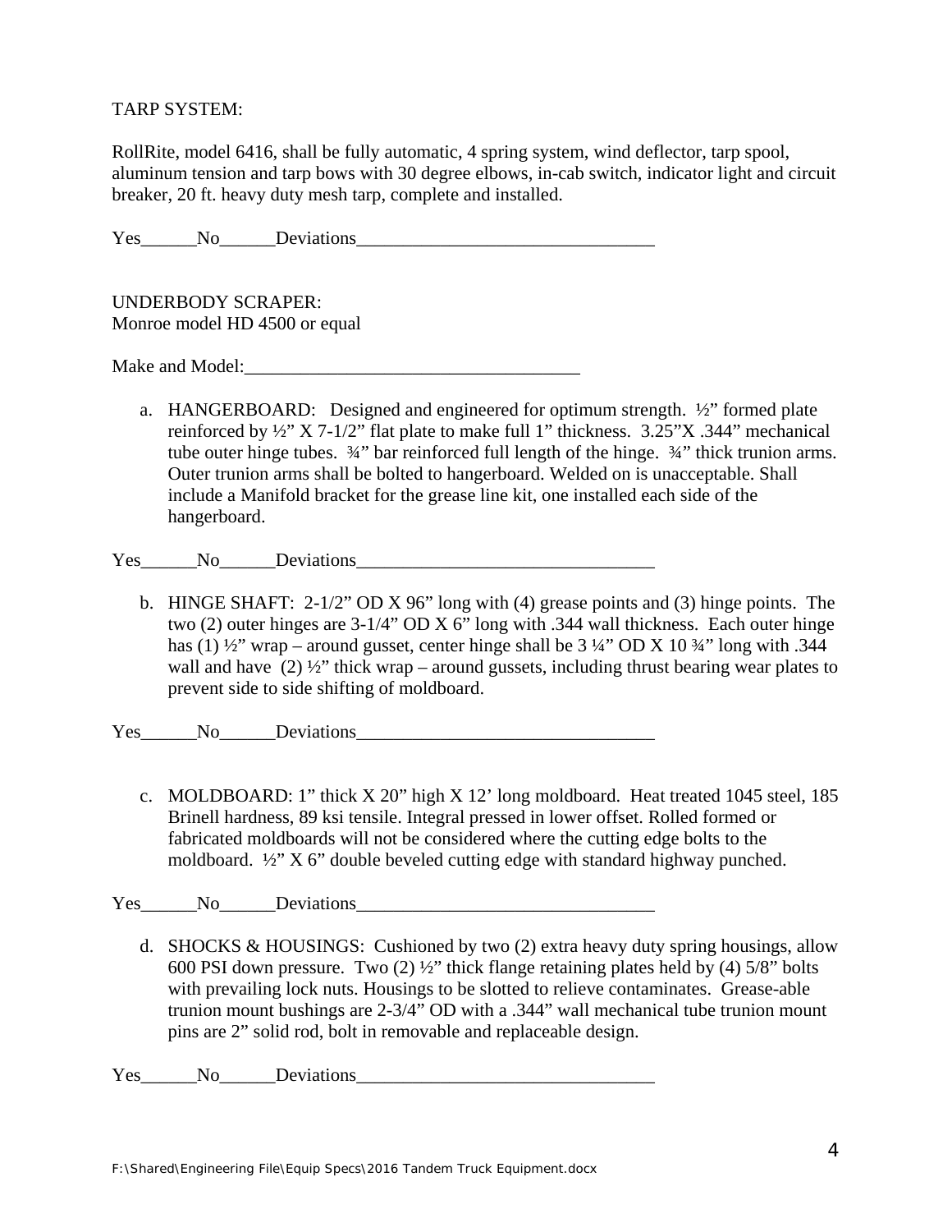TARP SYSTEM:

RollRite, model 6416, shall be fully automatic, 4 spring system, wind deflector, tarp spool, aluminum tension and tarp bows with 30 degree elbows, in-cab switch, indicator light and circuit breaker, 20 ft. heavy duty mesh tarp, complete and installed.

Yes______No______Deviations________________________________

UNDERBODY SCRAPER:
Monroe model HD 4500 or equal

Make and Model:___________________________________

a. HANGERBOARD: Designed and engineered for optimum strength. ½" formed plate reinforced by ½" X 7-1/2" flat plate to make full 1" thickness. 3.25"X .344" mechanical tube outer hinge tubes. ¾" bar reinforced full length of the hinge. ¾" thick trunion arms. Outer trunion arms shall be bolted to hangerboard. Welded on is unacceptable. Shall include a Manifold bracket for the grease line kit, one installed each side of the hangerboard.

Yes______No______Deviations________________________________

b. HINGE SHAFT: 2-1/2" OD X 96" long with (4) grease points and (3) hinge points. The two (2) outer hinges are 3-1/4" OD X 6" long with .344 wall thickness. Each outer hinge has (1) ½" wrap – around gusset, center hinge shall be 3 ¼" OD X 10 ¾" long with .344 wall and have (2) ½" thick wrap – around gussets, including thrust bearing wear plates to prevent side to side shifting of moldboard.

Yes______No______Deviations________________________________

c. MOLDBOARD: 1" thick X 20" high X 12' long moldboard. Heat treated 1045 steel, 185 Brinell hardness, 89 ksi tensile. Integral pressed in lower offset. Rolled formed or fabricated moldboards will not be considered where the cutting edge bolts to the moldboard. ½" X 6" double beveled cutting edge with standard highway punched.

Yes______No______Deviations________________________________

d. SHOCKS & HOUSINGS: Cushioned by two (2) extra heavy duty spring housings, allow 600 PSI down pressure. Two (2) ½" thick flange retaining plates held by (4) 5/8" bolts with prevailing lock nuts. Housings to be slotted to relieve contaminates. Grease-able trunion mount bushings are 2-3/4" OD with a .344" wall mechanical tube trunion mount pins are 2" solid rod, bolt in removable and replaceable design.

Yes______No______Deviations________________________________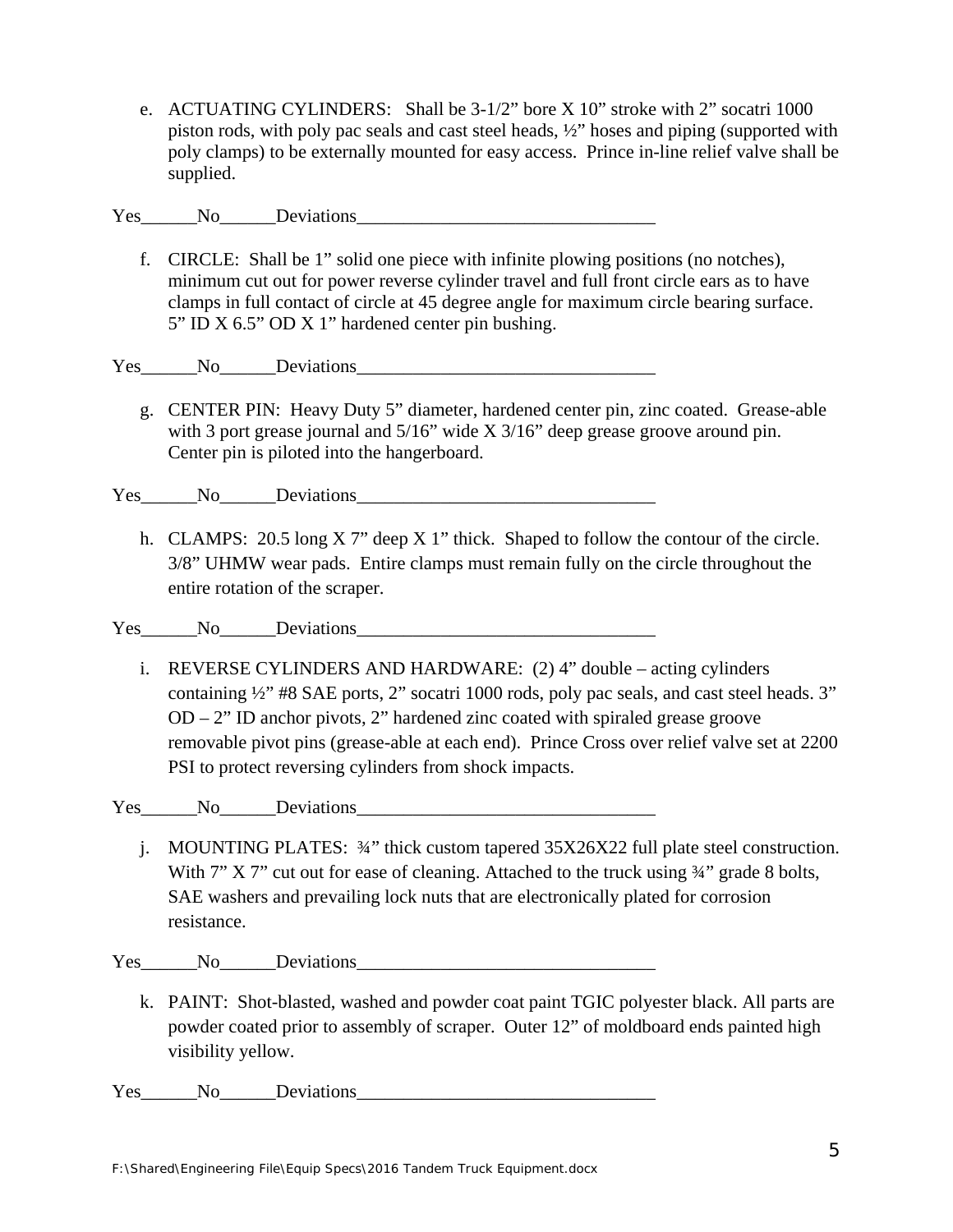e. ACTUATING CYLINDERS: Shall be 3-1/2” bore X 10” stroke with 2” socatri 1000 piston rods, with poly pac seals and cast steel heads, ½” hoses and piping (supported with poly clamps) to be externally mounted for easy access. Prince in-line relief valve shall be supplied.

Yes______No______Deviations________________________________

f. CIRCLE: Shall be 1” solid one piece with infinite plowing positions (no notches), minimum cut out for power reverse cylinder travel and full front circle ears as to have clamps in full contact of circle at 45 degree angle for maximum circle bearing surface. 5” ID X 6.5” OD X 1” hardened center pin bushing.

Yes______No______Deviations________________________________

g. CENTER PIN: Heavy Duty 5” diameter, hardened center pin, zinc coated. Grease-able with 3 port grease journal and 5/16” wide X 3/16” deep grease groove around pin. Center pin is piloted into the hangerboard.

Yes______No______Deviations________________________________

h. CLAMPS: 20.5 long X 7” deep X 1” thick. Shaped to follow the contour of the circle. 3/8” UHMW wear pads. Entire clamps must remain fully on the circle throughout the entire rotation of the scraper.

Yes______No______Deviations________________________________

i. REVERSE CYLINDERS AND HARDWARE: (2) 4” double – acting cylinders containing ½” #8 SAE ports, 2” socatri 1000 rods, poly pac seals, and cast steel heads. 3” OD – 2” ID anchor pivots, 2” hardened zinc coated with spiraled grease groove removable pivot pins (grease-able at each end). Prince Cross over relief valve set at 2200 PSI to protect reversing cylinders from shock impacts.

Yes______No______Deviations________________________________

j. MOUNTING PLATES: ¾” thick custom tapered 35X26X22 full plate steel construction. With 7” X 7” cut out for ease of cleaning. Attached to the truck using ¾” grade 8 bolts, SAE washers and prevailing lock nuts that are electronically plated for corrosion resistance.

Yes______No______Deviations________________________________

k. PAINT: Shot-blasted, washed and powder coat paint TGIC polyester black. All parts are powder coated prior to assembly of scraper. Outer 12” of moldboard ends painted high visibility yellow.

Yes______No______Deviations________________________________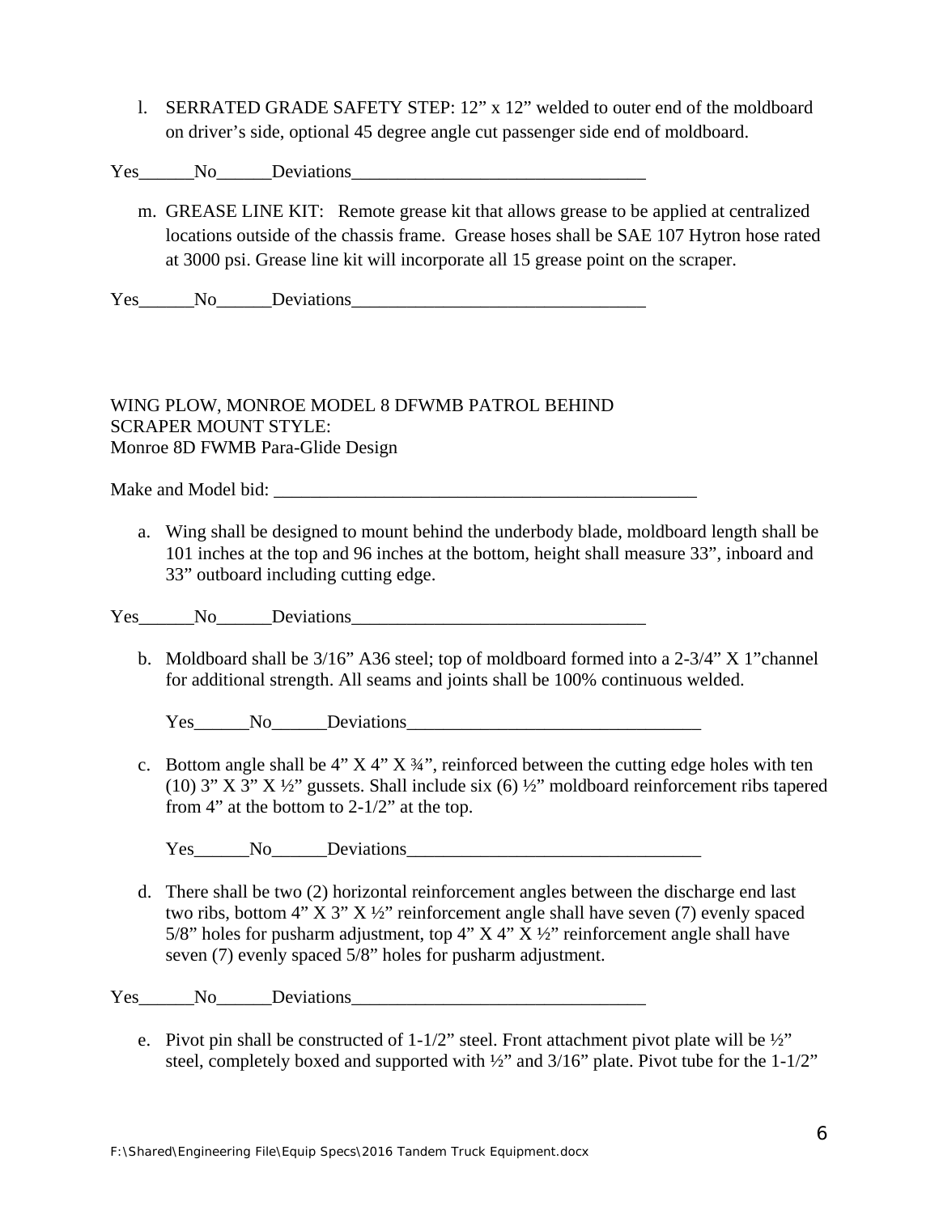l. SERRATED GRADE SAFETY STEP: 12” x 12” welded to outer end of the moldboard on driver’s side, optional 45 degree angle cut passenger side end of moldboard.

Yes______No______Deviations________________________________

m. GREASE LINE KIT: Remote grease kit that allows grease to be applied at centralized locations outside of the chassis frame. Grease hoses shall be SAE 107 Hytron hose rated at 3000 psi. Grease line kit will incorporate all 15 grease point on the scraper.

Yes______No______Deviations________________________________

WING PLOW, MONROE MODEL 8 DFWMB PATROL BEHIND SCRAPER MOUNT STYLE:
Monroe 8D FWMB Para-Glide Design

Make and Model bid: _______________________________________________

a. Wing shall be designed to mount behind the underbody blade, moldboard length shall be 101 inches at the top and 96 inches at the bottom, height shall measure 33”, inboard and 33” outboard including cutting edge.

Yes______No______Deviations________________________________

b. Moldboard shall be 3/16” A36 steel; top of moldboard formed into a 2-3/4” X 1”channel for additional strength. All seams and joints shall be 100% continuous welded.

Yes______No______Deviations________________________________

c. Bottom angle shall be 4” X 4” X ¾”, reinforced between the cutting edge holes with ten (10) 3” X 3” X ½” gussets. Shall include six (6) ½” moldboard reinforcement ribs tapered from 4” at the bottom to 2-1/2” at the top.

Yes______No______Deviations________________________________

d. There shall be two (2) horizontal reinforcement angles between the discharge end last two ribs, bottom 4” X 3” X ½” reinforcement angle shall have seven (7) evenly spaced 5/8” holes for pusharm adjustment, top 4” X 4” X ½” reinforcement angle shall have seven (7) evenly spaced 5/8” holes for pusharm adjustment.

Yes______No______Deviations________________________________

e. Pivot pin shall be constructed of 1-1/2” steel. Front attachment pivot plate will be ½” steel, completely boxed and supported with ½” and 3/16” plate. Pivot tube for the 1-1/2”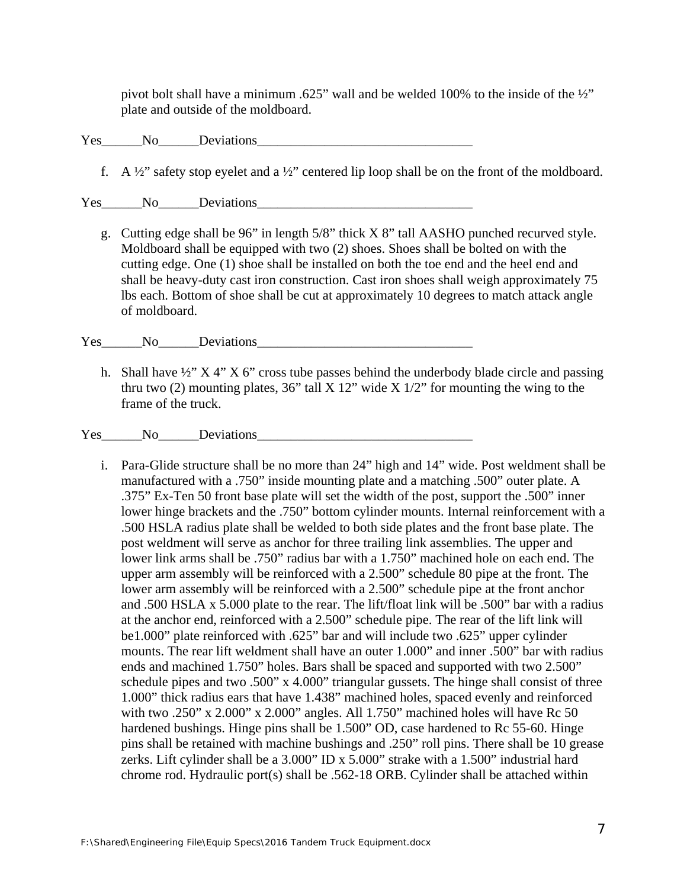pivot bolt shall have a minimum .625" wall and be welded 100% to the inside of the ½" plate and outside of the moldboard.

Yes______No______Deviations_________________________________

f. A ½" safety stop eyelet and a ½" centered lip loop shall be on the front of the moldboard.

Yes______No______Deviations_________________________________

g. Cutting edge shall be 96" in length 5/8" thick X 8" tall AASHO punched recurved style. Moldboard shall be equipped with two (2) shoes. Shoes shall be bolted on with the cutting edge. One (1) shoe shall be installed on both the toe end and the heel end and shall be heavy-duty cast iron construction. Cast iron shoes shall weigh approximately 75 lbs each. Bottom of shoe shall be cut at approximately 10 degrees to match attack angle of moldboard.

Yes______No______Deviations_________________________________

h. Shall have ½" X 4" X 6" cross tube passes behind the underbody blade circle and passing thru two (2) mounting plates, 36" tall X 12" wide X 1/2" for mounting the wing to the frame of the truck.

Yes______No______Deviations_________________________________

i. Para-Glide structure shall be no more than 24" high and 14" wide. Post weldment shall be manufactured with a .750" inside mounting plate and a matching .500" outer plate. A .375" Ex-Ten 50 front base plate will set the width of the post, support the .500" inner lower hinge brackets and the .750" bottom cylinder mounts. Internal reinforcement with a .500 HSLA radius plate shall be welded to both side plates and the front base plate. The post weldment will serve as anchor for three trailing link assemblies. The upper and lower link arms shall be .750" radius bar with a 1.750" machined hole on each end. The upper arm assembly will be reinforced with a 2.500" schedule 80 pipe at the front. The lower arm assembly will be reinforced with a 2.500" schedule pipe at the front anchor and .500 HSLA x 5.000 plate to the rear. The lift/float link will be .500" bar with a radius at the anchor end, reinforced with a 2.500" schedule pipe. The rear of the lift link will be1.000" plate reinforced with .625" bar and will include two .625" upper cylinder mounts. The rear lift weldment shall have an outer 1.000" and inner .500" bar with radius ends and machined 1.750" holes. Bars shall be spaced and supported with two 2.500" schedule pipes and two .500" x 4.000" triangular gussets. The hinge shall consist of three 1.000" thick radius ears that have 1.438" machined holes, spaced evenly and reinforced with two .250" x 2.000" x 2.000" angles. All 1.750" machined holes will have Rc 50 hardened bushings. Hinge pins shall be 1.500" OD, case hardened to Rc 55-60. Hinge pins shall be retained with machine bushings and .250" roll pins. There shall be 10 grease zerks. Lift cylinder shall be a 3.000" ID x 5.000" strake with a 1.500" industrial hard chrome rod. Hydraulic port(s) shall be .562-18 ORB. Cylinder shall be attached within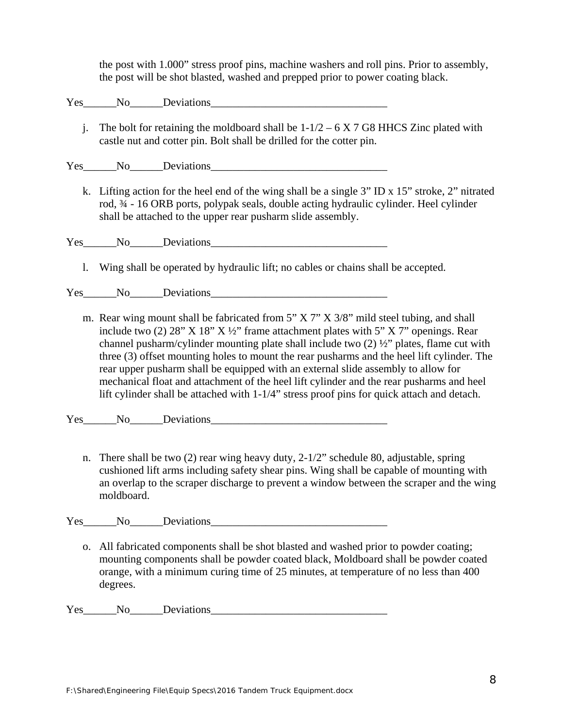the post with 1.000" stress proof pins, machine washers and roll pins. Prior to assembly, the post will be shot blasted, washed and prepped prior to power coating black.

Yes______No______Deviations_________________________________

j. The bolt for retaining the moldboard shall be 1-1/2 – 6 X 7 G8 HHCS Zinc plated with castle nut and cotter pin. Bolt shall be drilled for the cotter pin.

Yes______No______Deviations_________________________________

k. Lifting action for the heel end of the wing shall be a single 3" ID x 15" stroke, 2" nitrated rod, ¾ - 16 ORB ports, polypak seals, double acting hydraulic cylinder. Heel cylinder shall be attached to the upper rear pusharm slide assembly.

Yes______No______Deviations_________________________________

l. Wing shall be operated by hydraulic lift; no cables or chains shall be accepted.

Yes______No______Deviations_________________________________

m. Rear wing mount shall be fabricated from 5" X 7" X 3/8" mild steel tubing, and shall include two (2) 28" X 18" X ½" frame attachment plates with 5" X 7" openings. Rear channel pusharm/cylinder mounting plate shall include two (2) ½" plates, flame cut with three (3) offset mounting holes to mount the rear pusharms and the heel lift cylinder. The rear upper pusharm shall be equipped with an external slide assembly to allow for mechanical float and attachment of the heel lift cylinder and the rear pusharms and heel lift cylinder shall be attached with 1-1/4" stress proof pins for quick attach and detach.

Yes______No______Deviations_________________________________

n. There shall be two (2) rear wing heavy duty, 2-1/2" schedule 80, adjustable, spring cushioned lift arms including safety shear pins. Wing shall be capable of mounting with an overlap to the scraper discharge to prevent a window between the scraper and the wing moldboard.

Yes______No______Deviations_________________________________

o. All fabricated components shall be shot blasted and washed prior to powder coating; mounting components shall be powder coated black, Moldboard shall be powder coated orange, with a minimum curing time of 25 minutes, at temperature of no less than 400 degrees.

Yes______No______Deviations_________________________________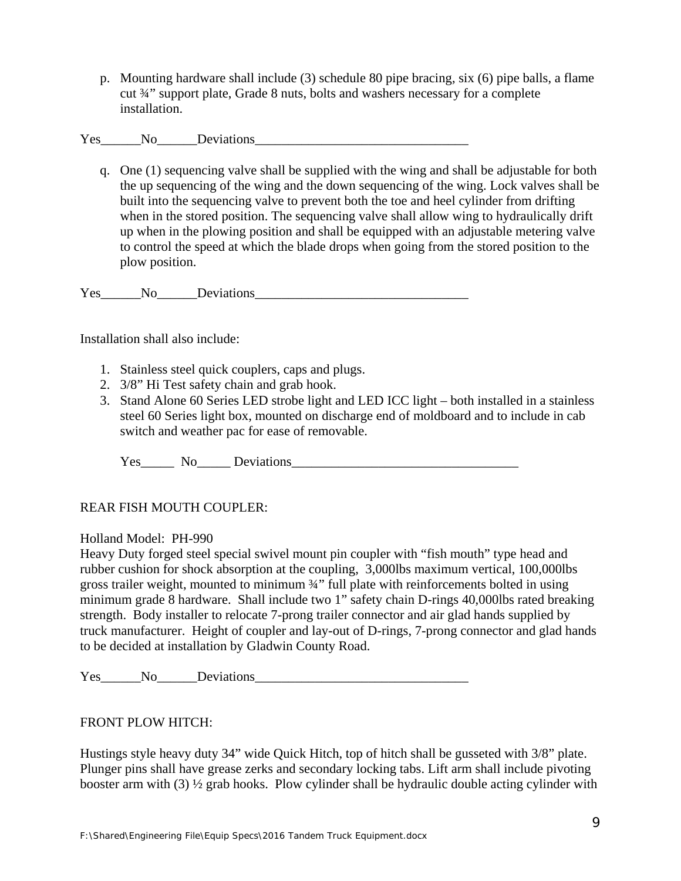p. Mounting hardware shall include (3) schedule 80 pipe bracing, six (6) pipe balls, a flame cut ¾" support plate, Grade 8 nuts, bolts and washers necessary for a complete installation.

Yes______No______Deviations________________________________

q. One (1) sequencing valve shall be supplied with the wing and shall be adjustable for both the up sequencing of the wing and the down sequencing of the wing. Lock valves shall be built into the sequencing valve to prevent both the toe and heel cylinder from drifting when in the stored position. The sequencing valve shall allow wing to hydraulically drift up when in the plowing position and shall be equipped with an adjustable metering valve to control the speed at which the blade drops when going from the stored position to the plow position.

Yes______No______Deviations________________________________

Installation shall also include:

1. Stainless steel quick couplers, caps and plugs.
2. 3/8" Hi Test safety chain and grab hook.
3. Stand Alone 60 Series LED strobe light and LED ICC light – both installed in a stainless steel 60 Series light box, mounted on discharge end of moldboard and to include in cab switch and weather pac for ease of removable.

Yes_____ No_____ Deviations__________________________________

REAR FISH MOUTH COUPLER:

Holland Model: PH-990
Heavy Duty forged steel special swivel mount pin coupler with "fish mouth" type head and rubber cushion for shock absorption at the coupling, 3,000lbs maximum vertical, 100,000lbs gross trailer weight, mounted to minimum ¾" full plate with reinforcements bolted in using minimum grade 8 hardware. Shall include two 1" safety chain D-rings 40,000lbs rated breaking strength. Body installer to relocate 7-prong trailer connector and air glad hands supplied by truck manufacturer. Height of coupler and lay-out of D-rings, 7-prong connector and glad hands to be decided at installation by Gladwin County Road.

Yes______No______Deviations________________________________

FRONT PLOW HITCH:

Hustings style heavy duty 34" wide Quick Hitch, top of hitch shall be gusseted with 3/8" plate. Plunger pins shall have grease zerks and secondary locking tabs. Lift arm shall include pivoting booster arm with (3) ½ grab hooks. Plow cylinder shall be hydraulic double acting cylinder with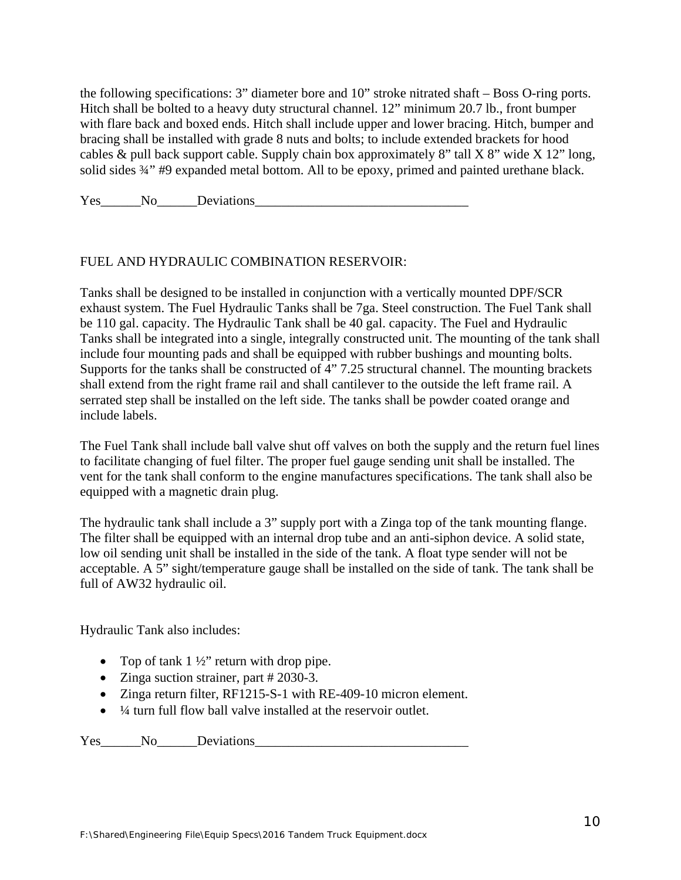the following specifications: 3” diameter bore and 10” stroke nitrated shaft – Boss O-ring ports. Hitch shall be bolted to a heavy duty structural channel. 12” minimum 20.7 lb., front bumper with flare back and boxed ends. Hitch shall include upper and lower bracing. Hitch, bumper and bracing shall be installed with grade 8 nuts and bolts; to include extended brackets for hood cables & pull back support cable. Supply chain box approximately 8” tall X 8” wide X 12” long, solid sides ¾” #9 expanded metal bottom. All to be epoxy, primed and painted urethane black.

Yes______No______Deviations________________________________

FUEL AND HYDRAULIC COMBINATION RESERVOIR:

Tanks shall be designed to be installed in conjunction with a vertically mounted DPF/SCR exhaust system. The Fuel Hydraulic Tanks shall be 7ga. Steel construction. The Fuel Tank shall be 110 gal. capacity. The Hydraulic Tank shall be 40 gal. capacity. The Fuel and Hydraulic Tanks shall be integrated into a single, integrally constructed unit. The mounting of the tank shall include four mounting pads and shall be equipped with rubber bushings and mounting bolts. Supports for the tanks shall be constructed of 4” 7.25 structural channel. The mounting brackets shall extend from the right frame rail and shall cantilever to the outside the left frame rail. A serrated step shall be installed on the left side. The tanks shall be powder coated orange and include labels.

The Fuel Tank shall include ball valve shut off valves on both the supply and the return fuel lines to facilitate changing of fuel filter. The proper fuel gauge sending unit shall be installed. The vent for the tank shall conform to the engine manufactures specifications. The tank shall also be equipped with a magnetic drain plug.

The hydraulic tank shall include a 3” supply port with a Zinga top of the tank mounting flange. The filter shall be equipped with an internal drop tube and an anti-siphon device. A solid state, low oil sending unit shall be installed in the side of the tank. A float type sender will not be acceptable. A 5” sight/temperature gauge shall be installed on the side of tank. The tank shall be full of AW32 hydraulic oil.

Hydraulic Tank also includes:

- Top of tank 1 ½” return with drop pipe.
- Zinga suction strainer, part # 2030-3.
- Zinga return filter, RF1215-S-1 with RE-409-10 micron element.
- ¼ turn full flow ball valve installed at the reservoir outlet.

Yes______No______Deviations________________________________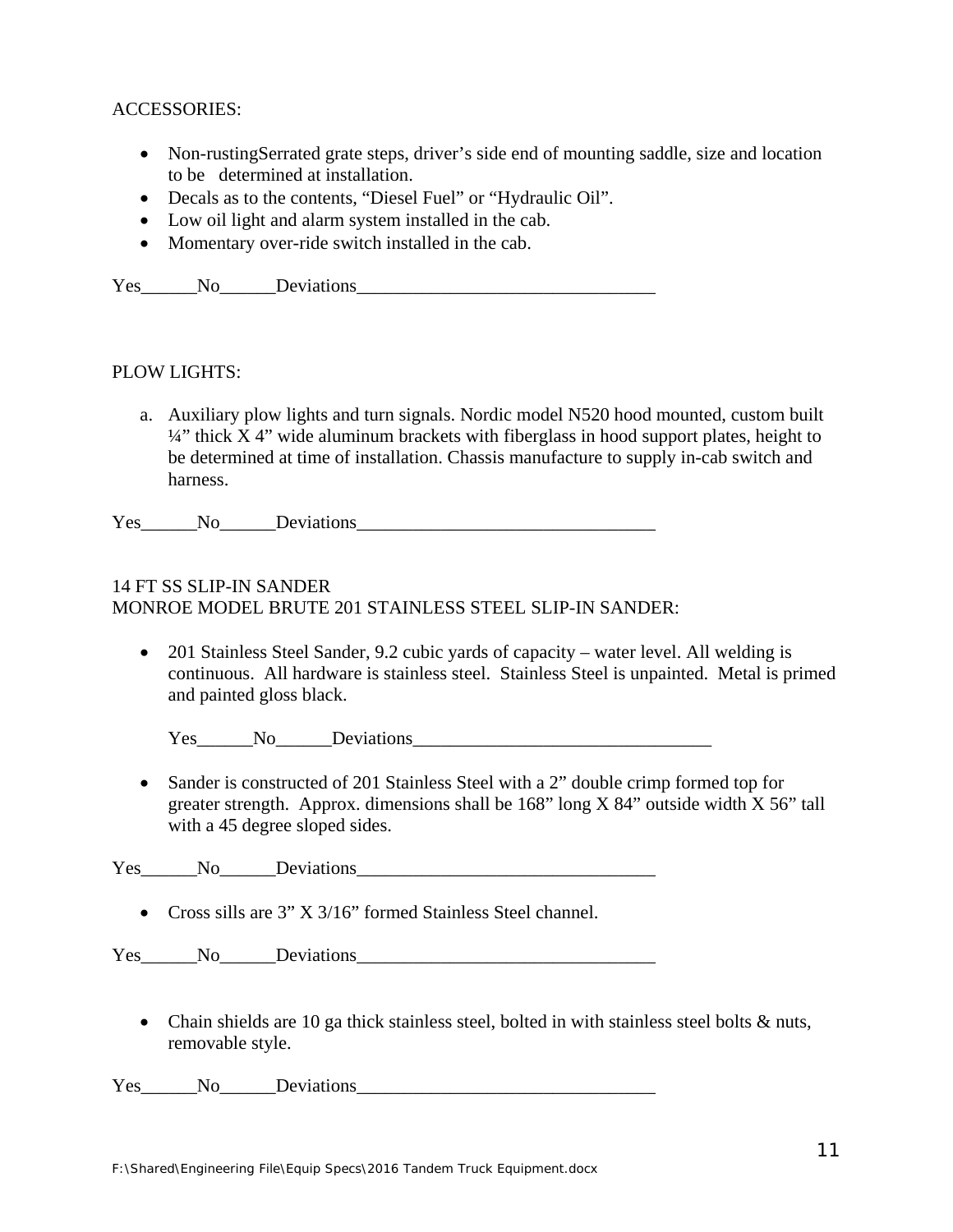ACCESSORIES:

- Non-rustingSerrated grate steps, driver's side end of mounting saddle, size and location to be determined at installation.
- Decals as to the contents, "Diesel Fuel" or "Hydraulic Oil".
- Low oil light and alarm system installed in the cab.
- Momentary over-ride switch installed in the cab.

Yes______No______Deviations________________________________

PLOW LIGHTS:

a. Auxiliary plow lights and turn signals. Nordic model N520 hood mounted, custom built ¼" thick X 4" wide aluminum brackets with fiberglass in hood support plates, height to be determined at time of installation. Chassis manufacture to supply in-cab switch and harness.

Yes______No______Deviations________________________________

14 FT SS SLIP-IN SANDER
MONROE MODEL BRUTE 201 STAINLESS STEEL SLIP-IN SANDER:

- 201 Stainless Steel Sander, 9.2 cubic yards of capacity – water level. All welding is continuous. All hardware is stainless steel. Stainless Steel is unpainted. Metal is primed and painted gloss black.

  Yes______No______Deviations________________________________

- Sander is constructed of 201 Stainless Steel with a 2" double crimp formed top for greater strength. Approx. dimensions shall be 168" long X 84" outside width X 56" tall with a 45 degree sloped sides.

Yes______No______Deviations________________________________

- Cross sills are 3" X 3/16" formed Stainless Steel channel.

Yes______No______Deviations________________________________

- Chain shields are 10 ga thick stainless steel, bolted in with stainless steel bolts & nuts, removable style.

Yes______No______Deviations________________________________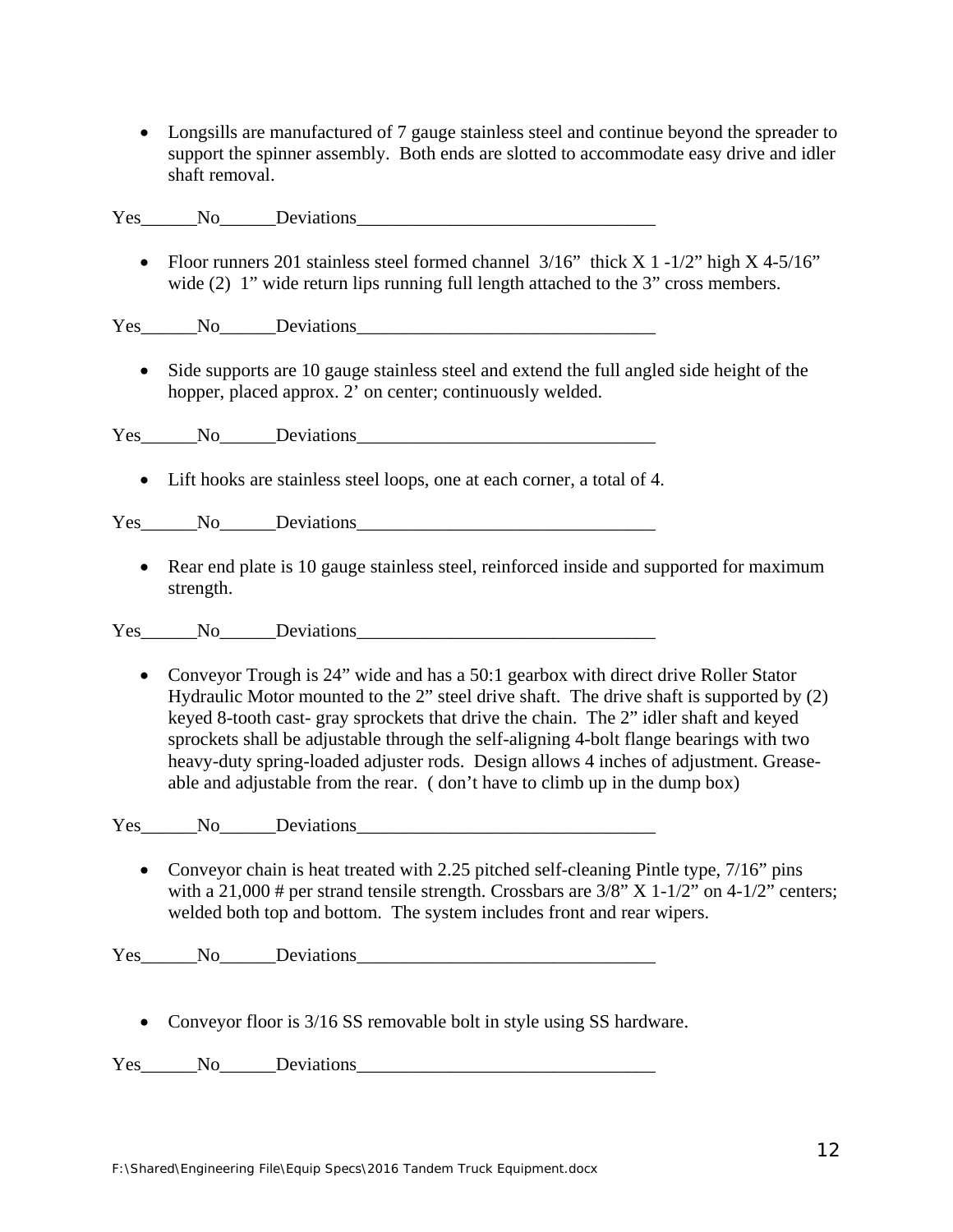- Longsills are manufactured of 7 gauge stainless steel and continue beyond the spreader to support the spinner assembly. Both ends are slotted to accommodate easy drive and idler shaft removal.

Yes______No______Deviations________________________________

- Floor runners 201 stainless steel formed channel 3/16" thick X 1 -1/2" high X 4-5/16" wide (2) 1" wide return lips running full length attached to the 3" cross members.

Yes______No______Deviations________________________________

- Side supports are 10 gauge stainless steel and extend the full angled side height of the hopper, placed approx. 2' on center; continuously welded.

Yes______No______Deviations________________________________

- Lift hooks are stainless steel loops, one at each corner, a total of 4.

Yes______No______Deviations________________________________

- Rear end plate is 10 gauge stainless steel, reinforced inside and supported for maximum strength.

Yes______No______Deviations________________________________

- Conveyor Trough is 24" wide and has a 50:1 gearbox with direct drive Roller Stator Hydraulic Motor mounted to the 2" steel drive shaft. The drive shaft is supported by (2) keyed 8-tooth cast- gray sprockets that drive the chain. The 2" idler shaft and keyed sprockets shall be adjustable through the self-aligning 4-bolt flange bearings with two heavy-duty spring-loaded adjuster rods. Design allows 4 inches of adjustment. Grease-able and adjustable from the rear. ( don't have to climb up in the dump box)

Yes______No______Deviations________________________________

- Conveyor chain is heat treated with 2.25 pitched self-cleaning Pintle type, 7/16" pins with a 21,000 # per strand tensile strength. Crossbars are 3/8" X 1-1/2" on 4-1/2" centers; welded both top and bottom. The system includes front and rear wipers.

Yes______No______Deviations________________________________

- Conveyor floor is 3/16 SS removable bolt in style using SS hardware.

Yes______No______Deviations________________________________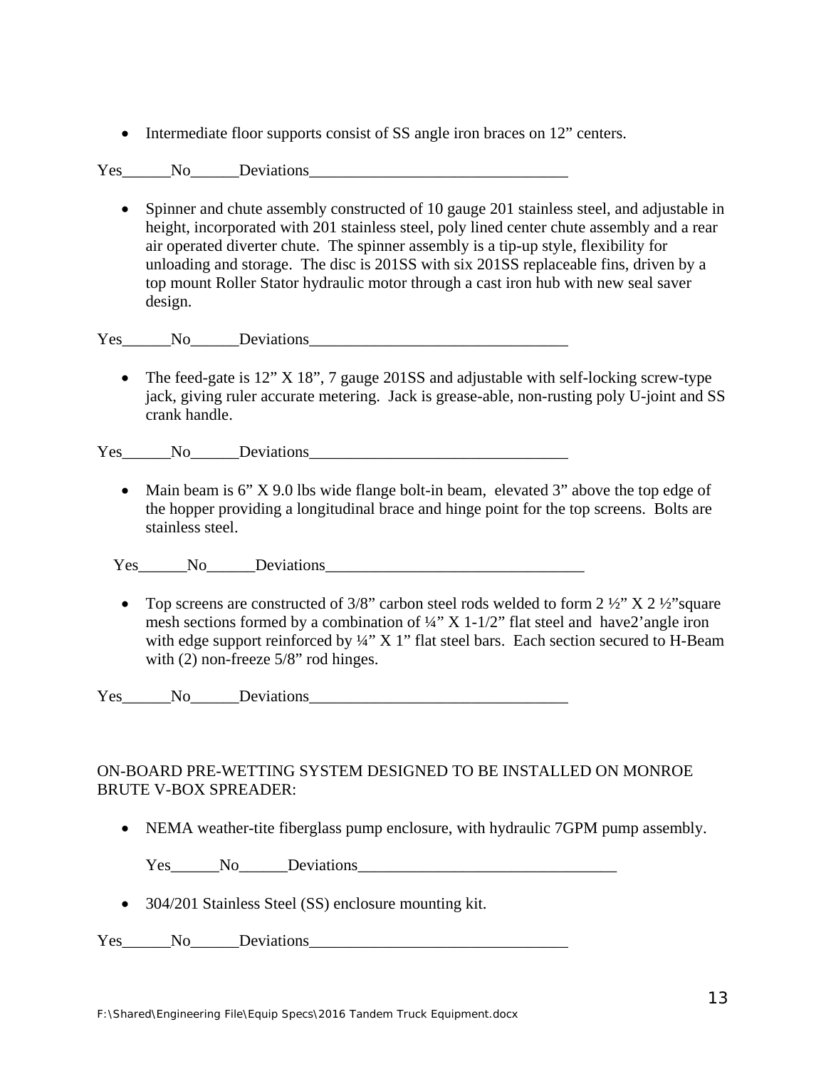- Intermediate floor supports consist of SS angle iron braces on 12" centers.

Yes______No______Deviations________________________________

- Spinner and chute assembly constructed of 10 gauge 201 stainless steel, and adjustable in height, incorporated with 201 stainless steel, poly lined center chute assembly and a rear air operated diverter chute. The spinner assembly is a tip-up style, flexibility for unloading and storage. The disc is 201SS with six 201SS replaceable fins, driven by a top mount Roller Stator hydraulic motor through a cast iron hub with new seal saver design.

Yes______No______Deviations________________________________

- The feed-gate is 12" X 18", 7 gauge 201SS and adjustable with self-locking screw-type jack, giving ruler accurate metering. Jack is grease-able, non-rusting poly U-joint and SS crank handle.

Yes______No______Deviations________________________________

- Main beam is 6" X 9.0 lbs wide flange bolt-in beam, elevated 3" above the top edge of the hopper providing a longitudinal brace and hinge point for the top screens. Bolts are stainless steel.

Yes______No______Deviations________________________________

- Top screens are constructed of 3/8" carbon steel rods welded to form 2 ½" X 2 ½"square mesh sections formed by a combination of ¼" X 1-1/2" flat steel and have2'angle iron with edge support reinforced by ¼" X 1" flat steel bars. Each section secured to H-Beam with (2) non-freeze 5/8" rod hinges.

Yes______No______Deviations________________________________

ON-BOARD PRE-WETTING SYSTEM DESIGNED TO BE INSTALLED ON MONROE BRUTE V-BOX SPREADER:

- NEMA weather-tite fiberglass pump enclosure, with hydraulic 7GPM pump assembly.

  Yes______No______Deviations________________________________

- 304/201 Stainless Steel (SS) enclosure mounting kit.

Yes______No______Deviations________________________________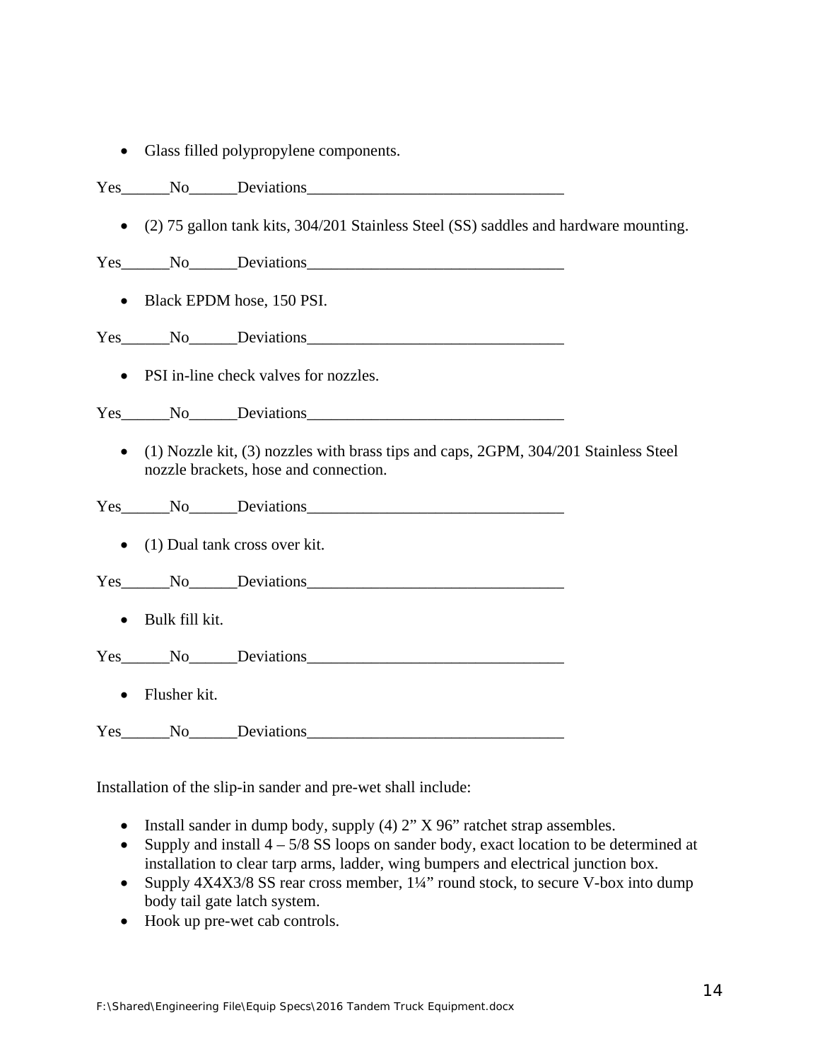- Glass filled polypropylene components.

Yes______No______Deviations________________________________

- (2) 75 gallon tank kits, 304/201 Stainless Steel (SS) saddles and hardware mounting.

Yes______No______Deviations________________________________

- Black EPDM hose, 150 PSI.

Yes______No______Deviations________________________________

- PSI in-line check valves for nozzles.

Yes______No______Deviations________________________________

- (1) Nozzle kit, (3) nozzles with brass tips and caps, 2GPM, 304/201 Stainless Steel nozzle brackets, hose and connection.

Yes______No______Deviations________________________________

- (1) Dual tank cross over kit.

Yes______No______Deviations________________________________

- Bulk fill kit.

Yes______No______Deviations________________________________

- Flusher kit.

Yes______No______Deviations________________________________

Installation of the slip-in sander and pre-wet shall include:

- Install sander in dump body, supply (4) 2" X 96" ratchet strap assembles.
- Supply and install 4 – 5/8 SS loops on sander body, exact location to be determined at installation to clear tarp arms, ladder, wing bumpers and electrical junction box.
- Supply 4X4X3/8 SS rear cross member, 1¼" round stock, to secure V-box into dump body tail gate latch system.
- Hook up pre-wet cab controls.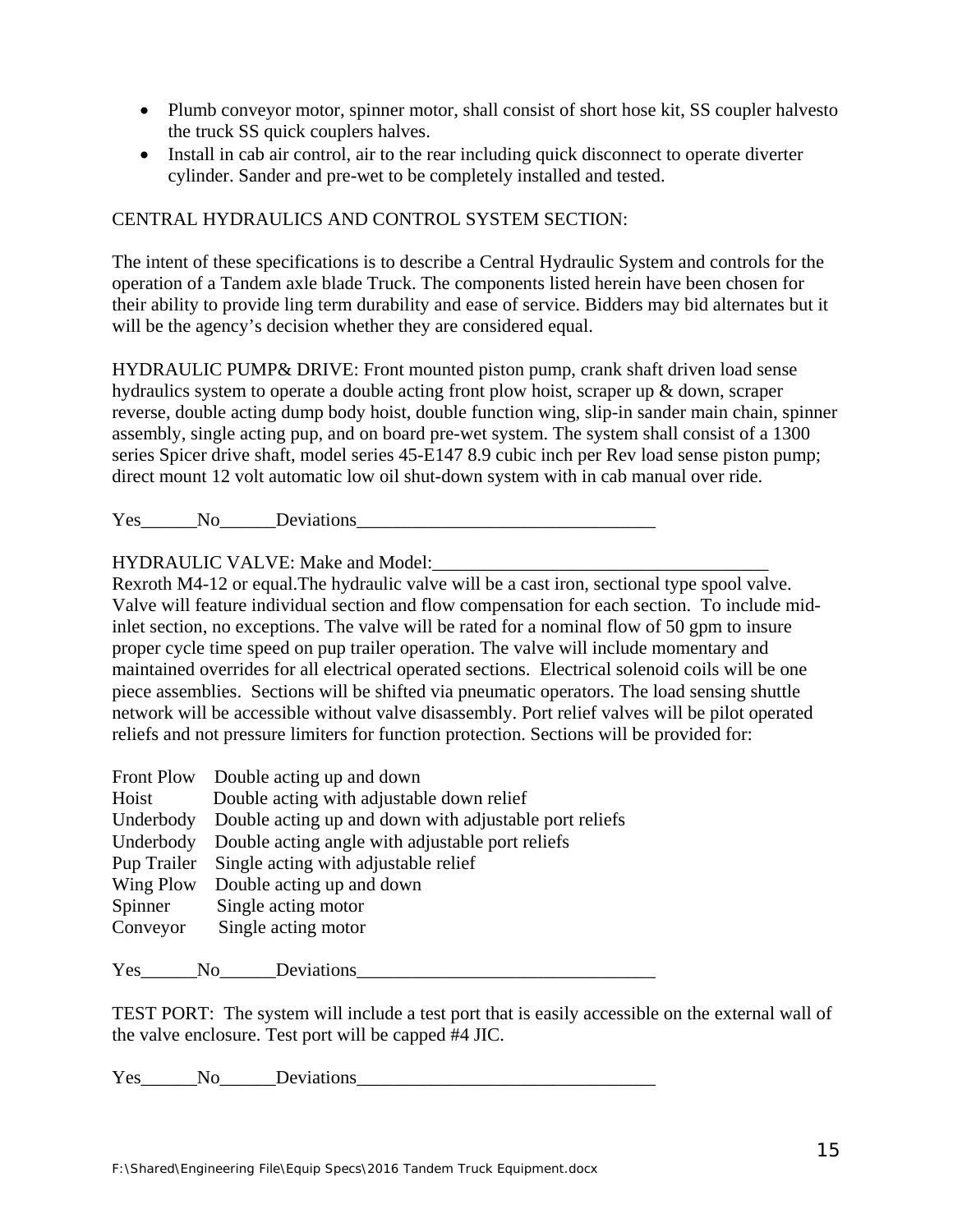- Plumb conveyor motor, spinner motor, shall consist of short hose kit, SS coupler halvesto the truck SS quick couplers halves.
- Install in cab air control, air to the rear including quick disconnect to operate diverter cylinder. Sander and pre-wet to be completely installed and tested.

CENTRAL HYDRAULICS AND CONTROL SYSTEM SECTION:

The intent of these specifications is to describe a Central Hydraulic System and controls for the operation of a Tandem axle blade Truck. The components listed herein have been chosen for their ability to provide ling term durability and ease of service. Bidders may bid alternates but it will be the agency's decision whether they are considered equal.

HYDRAULIC PUMP& DRIVE: Front mounted piston pump, crank shaft driven load sense hydraulics system to operate a double acting front plow hoist, scraper up & down, scraper reverse, double acting dump body hoist, double function wing, slip-in sander main chain, spinner assembly, single acting pup, and on board pre-wet system. The system shall consist of a 1300 series Spicer drive shaft, model series 45-E147 8.9 cubic inch per Rev load sense piston pump; direct mount 12 volt automatic low oil shut-down system with in cab manual over ride.

Yes______No______Deviations________________________________

HYDRAULIC VALVE: Make and Model:____________________________________

Rexroth M4-12 or equal.The hydraulic valve will be a cast iron, sectional type spool valve. Valve will feature individual section and flow compensation for each section. To include mid-inlet section, no exceptions. The valve will be rated for a nominal flow of 50 gpm to insure proper cycle time speed on pup trailer operation. The valve will include momentary and maintained overrides for all electrical operated sections. Electrical solenoid coils will be one piece assemblies. Sections will be shifted via pneumatic operators. The load sensing shuttle network will be accessible without valve disassembly. Port relief valves will be pilot operated reliefs and not pressure limiters for function protection. Sections will be provided for:

| | |
|---|---|
| Front Plow | Double acting up and down |
| Hoist | Double acting with adjustable down relief |
| Underbody | Double acting up and down with adjustable port reliefs |
| Underbody | Double acting angle with adjustable port reliefs |
| Pup Trailer | Single acting with adjustable relief |
| Wing Plow | Double acting up and down |
| Spinner | Single acting motor |
| Conveyor | Single acting motor |

Yes______No______Deviations________________________________

TEST PORT: The system will include a test port that is easily accessible on the external wall of the valve enclosure. Test port will be capped #4 JIC.

Yes______No______Deviations________________________________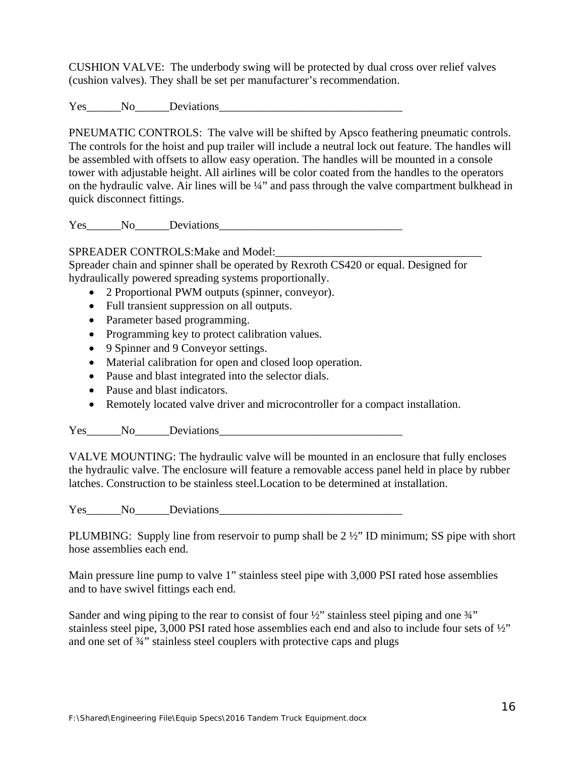CUSHION VALVE: The underbody swing will be protected by dual cross over relief valves (cushion valves). They shall be set per manufacturer's recommendation.

Yes______No______Deviations________________________________

PNEUMATIC CONTROLS: The valve will be shifted by Apsco feathering pneumatic controls. The controls for the hoist and pup trailer will include a neutral lock out feature. The handles will be assembled with offsets to allow easy operation. The handles will be mounted in a console tower with adjustable height. All airlines will be color coated from the handles to the operators on the hydraulic valve. Air lines will be ¼" and pass through the valve compartment bulkhead in quick disconnect fittings.

Yes______No______Deviations________________________________

SPREADER CONTROLS:Make and Model:____________________________________

Spreader chain and spinner shall be operated by Rexroth CS420 or equal. Designed for hydraulically powered spreading systems proportionally.

- 2 Proportional PWM outputs (spinner, conveyor).
- Full transient suppression on all outputs.
- Parameter based programming.
- Programming key to protect calibration values.
- 9 Spinner and 9 Conveyor settings.
- Material calibration for open and closed loop operation.
- Pause and blast integrated into the selector dials.
- Pause and blast indicators.
- Remotely located valve driver and microcontroller for a compact installation.

Yes______No______Deviations________________________________

VALVE MOUNTING: The hydraulic valve will be mounted in an enclosure that fully encloses the hydraulic valve. The enclosure will feature a removable access panel held in place by rubber latches. Construction to be stainless steel.Location to be determined at installation.

Yes______No______Deviations________________________________

PLUMBING: Supply line from reservoir to pump shall be 2 ½" ID minimum; SS pipe with short hose assemblies each end.

Main pressure line pump to valve 1" stainless steel pipe with 3,000 PSI rated hose assemblies and to have swivel fittings each end.

Sander and wing piping to the rear to consist of four ½" stainless steel piping and one ¾" stainless steel pipe, 3,000 PSI rated hose assemblies each end and also to include four sets of ½" and one set of ¾" stainless steel couplers with protective caps and plugs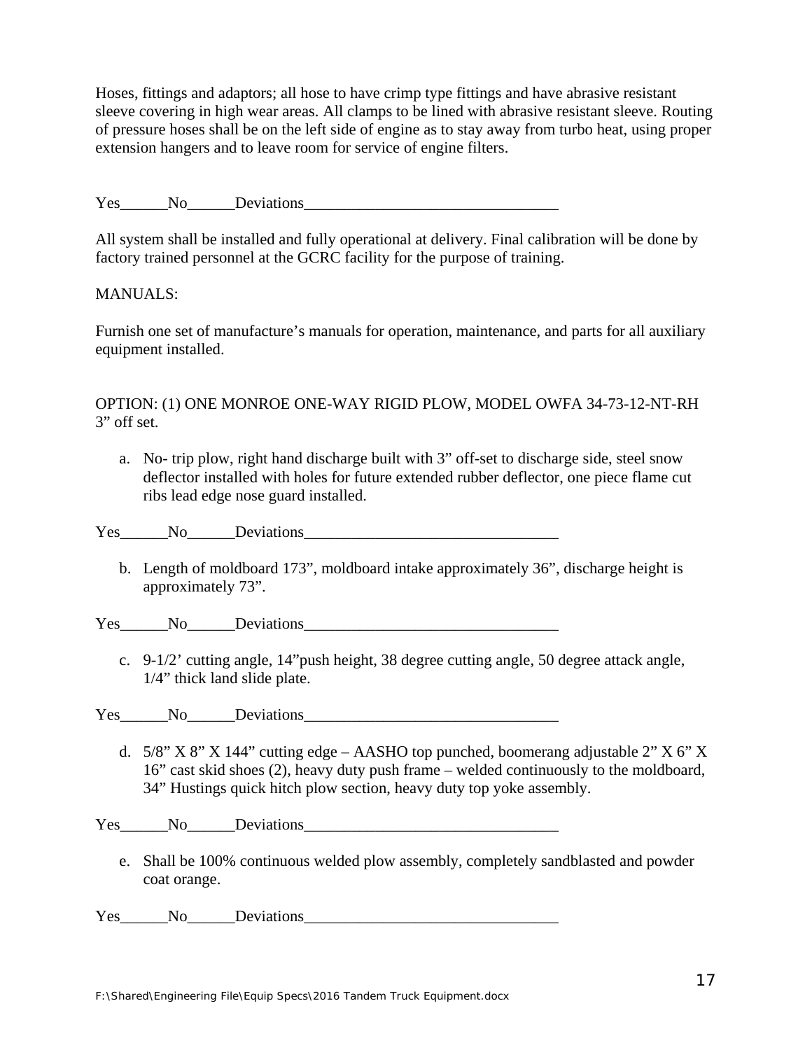Hoses, fittings and adaptors; all hose to have crimp type fittings and have abrasive resistant sleeve covering in high wear areas. All clamps to be lined with abrasive resistant sleeve. Routing of pressure hoses shall be on the left side of engine as to stay away from turbo heat, using proper extension hangers and to leave room for service of engine filters.

Yes______No______Deviations________________________________

All system shall be installed and fully operational at delivery. Final calibration will be done by factory trained personnel at the GCRC facility for the purpose of training.

MANUALS:

Furnish one set of manufacture's manuals for operation, maintenance, and parts for all auxiliary equipment installed.

OPTION: (1) ONE MONROE ONE-WAY RIGID PLOW, MODEL OWFA 34-73-12-NT-RH 3" off set.

a. No- trip plow, right hand discharge built with 3" off-set to discharge side, steel snow deflector installed with holes for future extended rubber deflector, one piece flame cut ribs lead edge nose guard installed.

Yes______No______Deviations________________________________

b. Length of moldboard 173", moldboard intake approximately 36", discharge height is approximately 73".

Yes______No______Deviations________________________________

c. 9-1/2' cutting angle, 14"push height, 38 degree cutting angle, 50 degree attack angle, 1/4" thick land slide plate.

Yes______No______Deviations________________________________

d. 5/8" X 8" X 144" cutting edge – AASHO top punched, boomerang adjustable 2" X 6" X 16" cast skid shoes (2), heavy duty push frame – welded continuously to the moldboard, 34" Hustings quick hitch plow section, heavy duty top yoke assembly.

Yes______No______Deviations________________________________

e. Shall be 100% continuous welded plow assembly, completely sandblasted and powder coat orange.

Yes______No______Deviations________________________________

F:\Shared\Engineering File\Equip Specs\2016 Tandem Truck Equipment.docx